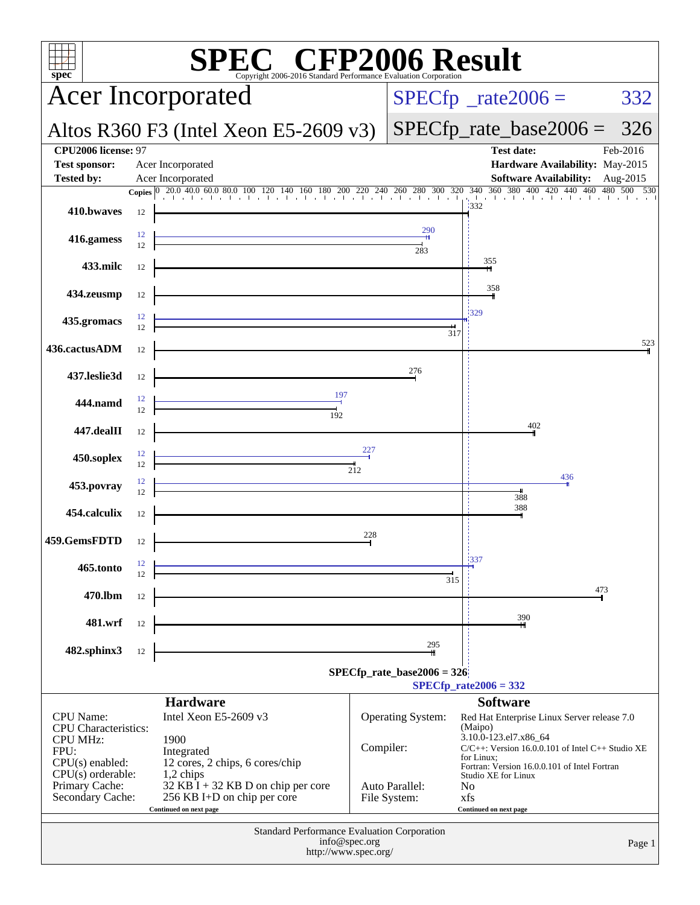# SPEC CFP2006 Result

Copyright 2006-2016 Standard Performance Evaluation Corporation

## Acer Incorporated

**Altos R360 F3 (Intel Xeon E5-2609 v3)**

SPECfp_rate2006 = 332

SPECfp_rate_base2006 = 326

| | | | |
|---|---|---|---|
| **CPU2006 license:** 97 | | **Test date:** | Feb-2016 |
| **Test sponsor:** | Acer Incorporated | **Hardware Availability:** | May-2015 |
| **Tested by:** | Acer Incorporated | **Software Availability:** | Aug-2015 |

| Benchmark | Copies (peak) | Peak | Copies (base) | Base |
|---|---|---|---|---|
| 410.bwaves | 12 | 332 | | |
| 416.gamess | 12 | 290 | 12 | 283 |
| 433.milc | 12 | 355 | | |
| 434.zeusmp | 12 | 358 | | |
| 435.gromacs | 12 | 329 | 12 | 317 |
| 436.cactusADM | 12 | 523 | | |
| 437.leslie3d | 12 | 276 | | |
| 444.namd | 12 | 197 | 12 | 192 |
| 447.dealII | 12 | 402 | | |
| 450.soplex | 12 | 227 | 12 | 212 |
| 453.povray | 12 | 436 | 12 | 388 |
| 454.calculix | 12 | 388 | | |
| 459.GemsFDTD | 12 | 228 | | |
| 465.tonto | 12 | 337 | 12 | 315 |
| 470.lbm | 12 | 473 | | |
| 481.wrf | 12 | 390 | | |
| 482.sphinx3 | 12 | 295 | | |

SPECfp_rate_base2006 = 326

SPECfp_rate2006 = 332

### Hardware

| | |
|---|---|
| CPU Name: | Intel Xeon E5-2609 v3 |
| CPU Characteristics: | |
| CPU MHz: | 1900 |
| FPU: | Integrated |
| CPU(s) enabled: | 12 cores, 2 chips, 6 cores/chip |
| CPU(s) orderable: | 1,2 chips |
| Primary Cache: | 32 KB I + 32 KB D on chip per core |
| Secondary Cache: | 256 KB I+D on chip per core |

Continued on next page

### Software

| | |
|---|---|
| Operating System: | Red Hat Enterprise Linux Server release 7.0 (Maipo) 3.10.0-123.el7.x86_64 |
| Compiler: | C/C++: Version 16.0.0.101 of Intel C++ Studio XE for Linux; Fortran: Version 16.0.0.101 of Intel Fortran Studio XE for Linux |
| Auto Parallel: | No |
| File System: | xfs |

Continued on next page

Standard Performance Evaluation Corporation
info@spec.org
http://www.spec.org/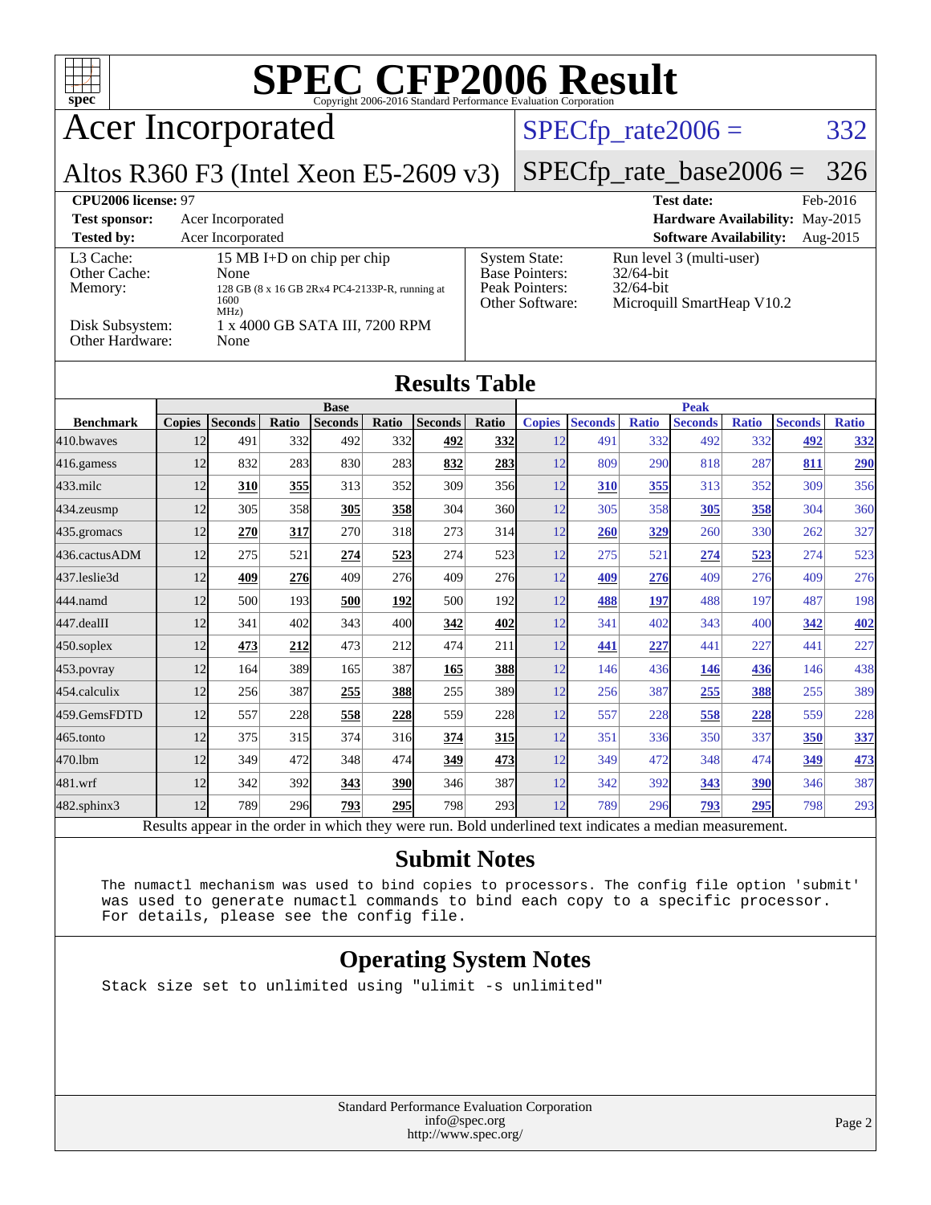# SPEC CFP2006 Result

Copyright 2006-2016 Standard Performance Evaluation Corporation

## Acer Incorporated

**Altos R360 F3 (Intel Xeon E5-2609 v3)**

SPECfp_rate2006 = 332

SPECfp_rate_base2006 = 326

| | | | |
|---|---|---|---|
| **CPU2006 license:** 97 | | **Test date:** | Feb-2016 |
| **Test sponsor:** | Acer Incorporated | **Hardware Availability:** | May-2015 |
| **Tested by:** | Acer Incorporated | **Software Availability:** | Aug-2015 |

| | | | |
|---|---|---|---|
| L3 Cache: | 15 MB I+D on chip per chip | System State: | Run level 3 (multi-user) |
| Other Cache: | None | Base Pointers: | 32/64-bit |
| Memory: | 128 GB (8 x 16 GB 2Rx4 PC4-2133P-R, running at 1600 MHz) | Peak Pointers: | 32/64-bit |
| Disk Subsystem: | 1 x 4000 GB SATA III, 7200 RPM | Other Software: | Microquill SmartHeap V10.2 |
| Other Hardware: | None | | |

## Results Table

| Benchmark | Base | | | | | | | Peak | | | | | | |
|---|---|---|---|---|---|---|---|---|---|---|---|---|---|---|
| | Copies | Seconds | Ratio | Seconds | Ratio | Seconds | Ratio | Copies | Seconds | Ratio | Seconds | Ratio | Seconds | Ratio |
| 410.bwaves | 12 | 491 | 332 | 492 | 332 | **492** | **332** | 12 | 491 | 332 | 492 | 332 | **492** | **332** |
| 416.gamess | 12 | 832 | 283 | 830 | 283 | **832** | **283** | 12 | 809 | 290 | 818 | 287 | **811** | **290** |
| 433.milc | 12 | **310** | **355** | 313 | 352 | 309 | 356 | 12 | **310** | **355** | 313 | 352 | 309 | 356 |
| 434.zeusmp | 12 | 305 | 358 | **305** | **358** | 304 | 360 | 12 | 305 | 358 | **305** | **358** | 304 | 360 |
| 435.gromacs | 12 | **270** | **317** | 270 | 318 | 273 | 314 | 12 | **260** | **329** | 260 | 330 | 262 | 327 |
| 436.cactusADM | 12 | 275 | 521 | **274** | **523** | 274 | 523 | 12 | 275 | 521 | **274** | **523** | 274 | 523 |
| 437.leslie3d | 12 | **409** | **276** | 409 | 276 | 409 | 276 | 12 | **409** | **276** | 409 | 276 | 409 | 276 |
| 444.namd | 12 | 500 | 193 | **500** | **192** | 500 | 192 | 12 | **488** | **197** | 488 | 197 | 487 | 198 |
| 447.dealII | 12 | 341 | 402 | 343 | 400 | **342** | **402** | 12 | 341 | 402 | 343 | 400 | **342** | **402** |
| 450.soplex | 12 | **473** | **212** | 473 | 212 | 474 | 211 | 12 | **441** | **227** | 441 | 227 | 441 | 227 |
| 453.povray | 12 | 164 | 389 | 165 | 387 | **165** | **388** | 12 | 146 | 436 | **146** | **436** | 146 | 438 |
| 454.calculix | 12 | 256 | 387 | **255** | **388** | 255 | 389 | 12 | 256 | 387 | **255** | **388** | 255 | 389 |
| 459.GemsFDTD | 12 | 557 | 228 | **558** | **228** | 559 | 228 | 12 | 557 | 228 | **558** | **228** | 559 | 228 |
| 465.tonto | 12 | 375 | 315 | 374 | 316 | **374** | **315** | 12 | 351 | 336 | 350 | 337 | **350** | **337** |
| 470.lbm | 12 | 349 | 472 | 348 | 474 | **349** | **473** | 12 | 349 | 472 | 348 | 474 | **349** | **473** |
| 481.wrf | 12 | 342 | 392 | **343** | **390** | 346 | 387 | 12 | 342 | 392 | **343** | **390** | 346 | 387 |
| 482.sphinx3 | 12 | 789 | 296 | **793** | **295** | 798 | 293 | 12 | 789 | 296 | **793** | **295** | 798 | 293 |

Results appear in the order in which they were run. Bold underlined text indicates a median measurement.

## Submit Notes

```
The numactl mechanism was used to bind copies to processors. The config file option 'submit'
was used to generate numactl commands to bind each copy to a specific processor.
For details, please see the config file.
```

## Operating System Notes

```
Stack size set to unlimited using "ulimit -s unlimited"
```

Standard Performance Evaluation Corporation
info@spec.org
http://www.spec.org/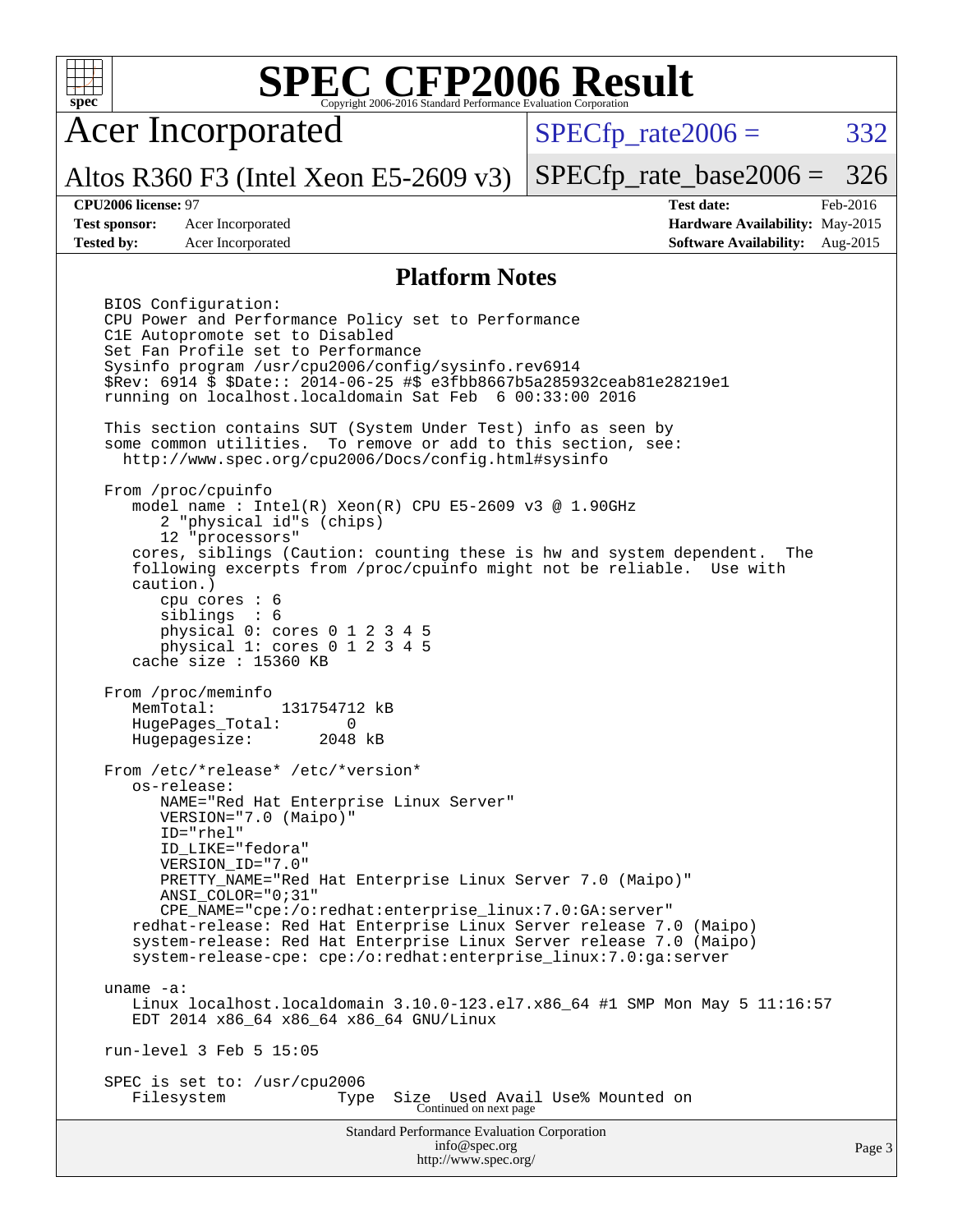# SPEC CFP2006 Result

Copyright 2006-2016 Standard Performance Evaluation Corporation

**Acer Incorporated**

**Altos R360 F3 (Intel Xeon E5-2609 v3)**

SPECfp_rate2006 = 332

SPECfp_rate_base2006 = 326

**CPU2006 license:** 97 **Test date:** Feb-2016

**Test sponsor:** Acer Incorporated **Hardware Availability:** May-2015

**Tested by:** Acer Incorporated **Software Availability:** Aug-2015

## Platform Notes

```
BIOS Configuration:
CPU Power and Performance Policy set to Performance
C1E Autopromote set to Disabled
Set Fan Profile set to Performance
Sysinfo program /usr/cpu2006/config/sysinfo.rev6914
$Rev: 6914 $ $Date:: 2014-06-25 #$ e3fbb8667b5a285932ceab81e28219e1
running on localhost.localdomain Sat Feb  6 00:33:00 2016

This section contains SUT (System Under Test) info as seen by
some common utilities.  To remove or add to this section, see:
  http://www.spec.org/cpu2006/Docs/config.html#sysinfo

From /proc/cpuinfo
   model name : Intel(R) Xeon(R) CPU E5-2609 v3 @ 1.90GHz
      2 "physical id"s (chips)
      12 "processors"
   cores, siblings (Caution: counting these is hw and system dependent.  The
   following excerpts from /proc/cpuinfo might not be reliable.  Use with
   caution.)
      cpu cores : 6
      siblings  : 6
      physical 0: cores 0 1 2 3 4 5
      physical 1: cores 0 1 2 3 4 5
   cache size : 15360 KB

From /proc/meminfo
   MemTotal:       131754712 kB
   HugePages_Total:       0
   Hugepagesize:       2048 kB

From /etc/*release* /etc/*version*
   os-release:
      NAME="Red Hat Enterprise Linux Server"
      VERSION="7.0 (Maipo)"
      ID="rhel"
      ID_LIKE="fedora"
      VERSION_ID="7.0"
      PRETTY_NAME="Red Hat Enterprise Linux Server 7.0 (Maipo)"
      ANSI_COLOR="0;31"
      CPE_NAME="cpe:/o:redhat:enterprise_linux:7.0:GA:server"
   redhat-release: Red Hat Enterprise Linux Server release 7.0 (Maipo)
   system-release: Red Hat Enterprise Linux Server release 7.0 (Maipo)
   system-release-cpe: cpe:/o:redhat:enterprise_linux:7.0:ga:server

uname -a:
   Linux localhost.localdomain 3.10.0-123.el7.x86_64 #1 SMP Mon May 5 11:16:57
   EDT 2014 x86_64 x86_64 x86_64 GNU/Linux

run-level 3 Feb 5 15:05

SPEC is set to: /usr/cpu2006
   Filesystem            Type  Size  Used Avail Use% Mounted on
```

Continued on next page

Standard Performance Evaluation Corporation
info@spec.org
http://www.spec.org/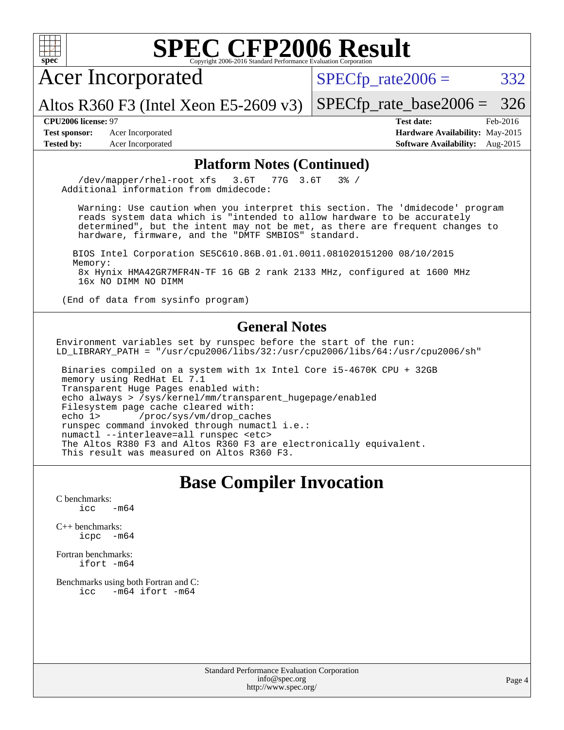# SPEC CFP2006 Result

Copyright 2006-2016 Standard Performance Evaluation Corporation

## Acer Incorporated

Altos R360 F3 (Intel Xeon E5-2609 v3)

SPECfp_rate2006 = 332

SPECfp_rate_base2006 = 326

**CPU2006 license:** 97
**Test sponsor:** Acer Incorporated
**Tested by:** Acer Incorporated

**Test date:** Feb-2016
**Hardware Availability:** May-2015
**Software Availability:** Aug-2015

### Platform Notes (Continued)

```
   /dev/mapper/rhel-root xfs   3.6T  77G  3.6T   3% /
Additional information from dmidecode:

   Warning: Use caution when you interpret this section. The 'dmidecode' program
   reads system data which is "intended to allow hardware to be accurately
   determined", but the intent may not be met, as there are frequent changes to
   hardware, firmware, and the "DMTF SMBIOS" standard.

  BIOS Intel Corporation SE5C610.86B.01.01.0011.081020151200 08/10/2015
  Memory:
   8x Hynix HMA42GR7MFR4N-TF 16 GB 2 rank 2133 MHz, configured at 1600 MHz
   16x NO DIMM NO DIMM

(End of data from sysinfo program)
```

### General Notes

```
Environment variables set by runspec before the start of the run:
LD_LIBRARY_PATH = "/usr/cpu2006/libs/32:/usr/cpu2006/libs/64:/usr/cpu2006/sh"

 Binaries compiled on a system with 1x Intel Core i5-4670K CPU + 32GB
 memory using RedHat EL 7.1
 Transparent Huge Pages enabled with:
 echo always > /sys/kernel/mm/transparent_hugepage/enabled
 Filesystem page cache cleared with:
 echo 1>       /proc/sys/vm/drop_caches
 runspec command invoked through numactl i.e.:
 numactl --interleave=all runspec <etc>
 The Altos R380 F3 and Altos R360 F3 are electronically equivalent.
 This result was measured on Altos R360 F3.
```

## Base Compiler Invocation

C benchmarks:
```
icc   -m64
```

C++ benchmarks:
```
icpc  -m64
```

Fortran benchmarks:
```
ifort -m64
```

Benchmarks using both Fortran and C:
```
icc   -m64 ifort -m64
```

Standard Performance Evaluation Corporation
info@spec.org
http://www.spec.org/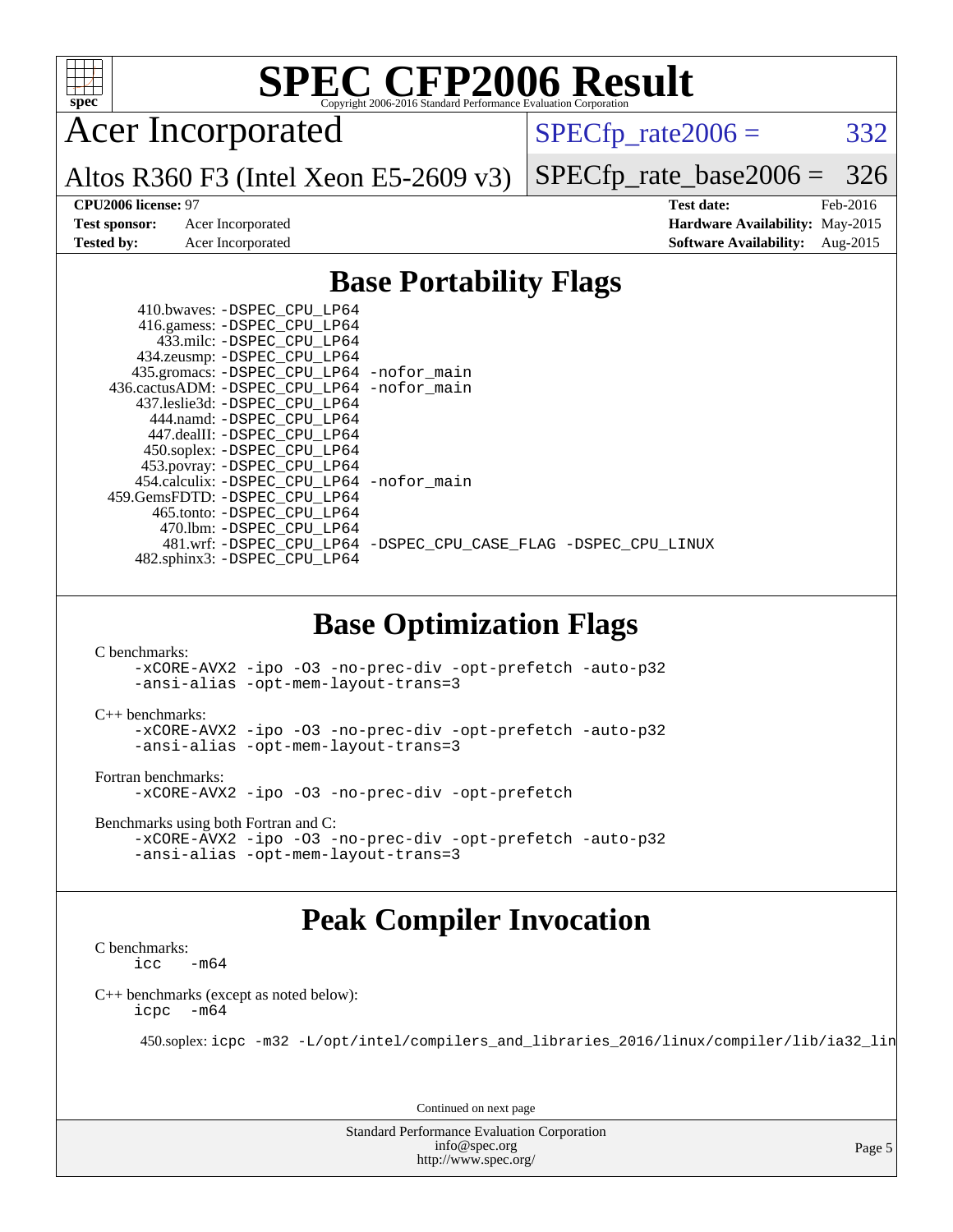# SPEC CFP2006 Result

Copyright 2006-2016 Standard Performance Evaluation Corporation

**Acer Incorporated**

Altos R360 F3 (Intel Xeon E5-2609 v3)

SPECfp_rate2006 = 332

SPECfp_rate_base2006 = 326

**CPU2006 license:** 97
**Test sponsor:** Acer Incorporated
**Tested by:** Acer Incorporated

**Test date:** Feb-2016
**Hardware Availability:** May-2015
**Software Availability:** Aug-2015

## Base Portability Flags

410.bwaves: -DSPEC_CPU_LP64
416.gamess: -DSPEC_CPU_LP64
433.milc: -DSPEC_CPU_LP64
434.zeusmp: -DSPEC_CPU_LP64
435.gromacs: -DSPEC_CPU_LP64 -nofor_main
436.cactusADM: -DSPEC_CPU_LP64 -nofor_main
437.leslie3d: -DSPEC_CPU_LP64
444.namd: -DSPEC_CPU_LP64
447.dealII: -DSPEC_CPU_LP64
450.soplex: -DSPEC_CPU_LP64
453.povray: -DSPEC_CPU_LP64
454.calculix: -DSPEC_CPU_LP64 -nofor_main
459.GemsFDTD: -DSPEC_CPU_LP64
465.tonto: -DSPEC_CPU_LP64
470.lbm: -DSPEC_CPU_LP64
481.wrf: -DSPEC_CPU_LP64 -DSPEC_CPU_CASE_FLAG -DSPEC_CPU_LINUX
482.sphinx3: -DSPEC_CPU_LP64

## Base Optimization Flags

C benchmarks:
-xCORE-AVX2 -ipo -O3 -no-prec-div -opt-prefetch -auto-p32 -ansi-alias -opt-mem-layout-trans=3

C++ benchmarks:
-xCORE-AVX2 -ipo -O3 -no-prec-div -opt-prefetch -auto-p32 -ansi-alias -opt-mem-layout-trans=3

Fortran benchmarks:
-xCORE-AVX2 -ipo -O3 -no-prec-div -opt-prefetch

Benchmarks using both Fortran and C:
-xCORE-AVX2 -ipo -O3 -no-prec-div -opt-prefetch -auto-p32 -ansi-alias -opt-mem-layout-trans=3

## Peak Compiler Invocation

C benchmarks:
icc -m64

C++ benchmarks (except as noted below):
icpc -m64

450.soplex: icpc -m32 -L/opt/intel/compilers_and_libraries_2016/linux/compiler/lib/ia32_lin

Continued on next page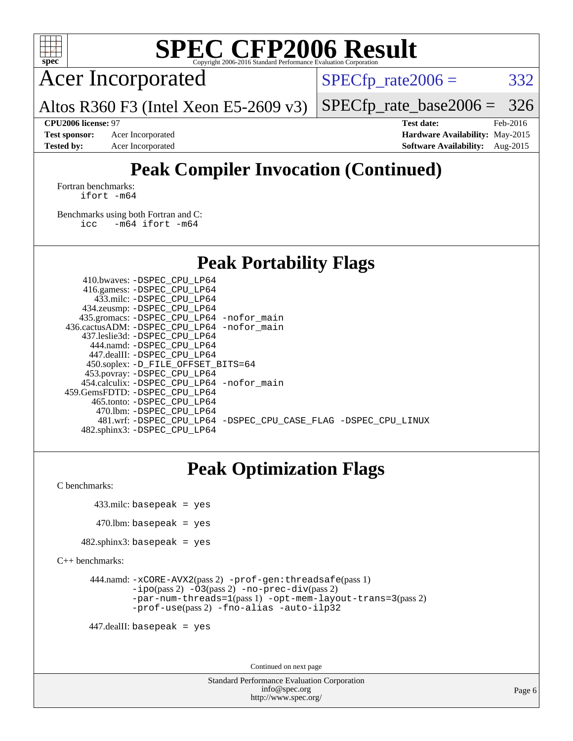# SPEC CFP2006 Result

Copyright 2006-2016 Standard Performance Evaluation Corporation

## Acer Incorporated

Altos R360 F3 (Intel Xeon E5-2609 v3)

SPECfp_rate2006 = 332

SPECfp_rate_base2006 = 326

**CPU2006 license:** 97
**Test sponsor:** Acer Incorporated
**Tested by:** Acer Incorporated

**Test date:** Feb-2016
**Hardware Availability:** May-2015
**Software Availability:** Aug-2015

## Peak Compiler Invocation (Continued)

Fortran benchmarks:
```
ifort -m64
```

Benchmarks using both Fortran and C:
```
icc   -m64 ifort -m64
```

## Peak Portability Flags

410.bwaves: -DSPEC_CPU_LP64
416.gamess: -DSPEC_CPU_LP64
433.milc: -DSPEC_CPU_LP64
434.zeusmp: -DSPEC_CPU_LP64
435.gromacs: -DSPEC_CPU_LP64 -nofor_main
436.cactusADM: -DSPEC_CPU_LP64 -nofor_main
437.leslie3d: -DSPEC_CPU_LP64
444.namd: -DSPEC_CPU_LP64
447.dealII: -DSPEC_CPU_LP64
450.soplex: -D_FILE_OFFSET_BITS=64
453.povray: -DSPEC_CPU_LP64
454.calculix: -DSPEC_CPU_LP64 -nofor_main
459.GemsFDTD: -DSPEC_CPU_LP64
465.tonto: -DSPEC_CPU_LP64
470.lbm: -DSPEC_CPU_LP64
481.wrf: -DSPEC_CPU_LP64 -DSPEC_CPU_CASE_FLAG -DSPEC_CPU_LINUX
482.sphinx3: -DSPEC_CPU_LP64

## Peak Optimization Flags

C benchmarks:

433.milc: basepeak = yes

470.lbm: basepeak = yes

482.sphinx3: basepeak = yes

C++ benchmarks:

444.namd: -xCORE-AVX2(pass 2) -prof-gen:threadsafe(pass 1) -ipo(pass 2) -O3(pass 2) -no-prec-div(pass 2) -par-num-threads=1(pass 1) -opt-mem-layout-trans=3(pass 2) -prof-use(pass 2) -fno-alias -auto-ilp32

447.dealII: basepeak = yes

Continued on next page

Standard Performance Evaluation Corporation
info@spec.org
http://www.spec.org/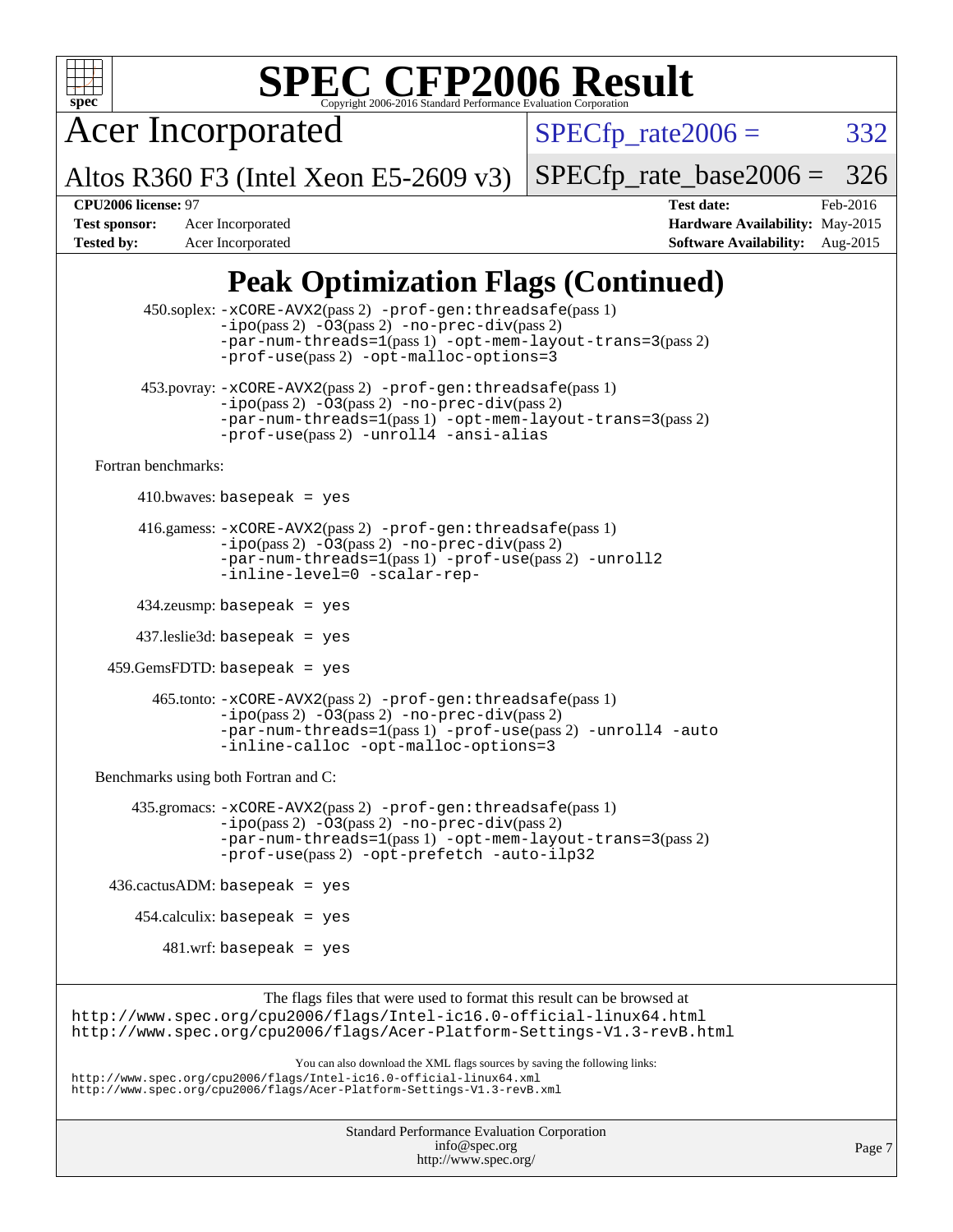# SPEC CFP2006 Result

Copyright 2006-2016 Standard Performance Evaluation Corporation

**Acer Incorporated**

Altos R360 F3 (Intel Xeon E5-2609 v3)

SPECfp_rate2006 = 332

SPECfp_rate_base2006 = 326

**CPU2006 license:** 97

**Test sponsor:** Acer Incorporated

**Tested by:** Acer Incorporated

**Test date:** Feb-2016

**Hardware Availability:** May-2015

**Software Availability:** Aug-2015

## Peak Optimization Flags (Continued)

450.soplex: -xCORE-AVX2(pass 2) -prof-gen:threadsafe(pass 1) -ipo(pass 2) -O3(pass 2) -no-prec-div(pass 2) -par-num-threads=1(pass 1) -opt-mem-layout-trans=3(pass 2) -prof-use(pass 2) -opt-malloc-options=3

453.povray: -xCORE-AVX2(pass 2) -prof-gen:threadsafe(pass 1) -ipo(pass 2) -O3(pass 2) -no-prec-div(pass 2) -par-num-threads=1(pass 1) -opt-mem-layout-trans=3(pass 2) -prof-use(pass 2) -unroll4 -ansi-alias

Fortran benchmarks:

410.bwaves: basepeak = yes

416.gamess: -xCORE-AVX2(pass 2) -prof-gen:threadsafe(pass 1) -ipo(pass 2) -O3(pass 2) -no-prec-div(pass 2) -par-num-threads=1(pass 1) -prof-use(pass 2) -unroll2 -inline-level=0 -scalar-rep-

434.zeusmp: basepeak = yes

437.leslie3d: basepeak = yes

459.GemsFDTD: basepeak = yes

465.tonto: -xCORE-AVX2(pass 2) -prof-gen:threadsafe(pass 1) -ipo(pass 2) -O3(pass 2) -no-prec-div(pass 2) -par-num-threads=1(pass 1) -prof-use(pass 2) -unroll4 -auto -inline-calloc -opt-malloc-options=3

Benchmarks using both Fortran and C:

435.gromacs: -xCORE-AVX2(pass 2) -prof-gen:threadsafe(pass 1) -ipo(pass 2) -O3(pass 2) -no-prec-div(pass 2) -par-num-threads=1(pass 1) -opt-mem-layout-trans=3(pass 2) -prof-use(pass 2) -opt-prefetch -auto-ilp32

436.cactusADM: basepeak = yes

454.calculix: basepeak = yes

481.wrf: basepeak = yes

The flags files that were used to format this result can be browsed at
http://www.spec.org/cpu2006/flags/Intel-ic16.0-official-linux64.html
http://www.spec.org/cpu2006/flags/Acer-Platform-Settings-V1.3-revB.html

You can also download the XML flags sources by saving the following links:
http://www.spec.org/cpu2006/flags/Intel-ic16.0-official-linux64.xml
http://www.spec.org/cpu2006/flags/Acer-Platform-Settings-V1.3-revB.xml

Standard Performance Evaluation Corporation
info@spec.org
http://www.spec.org/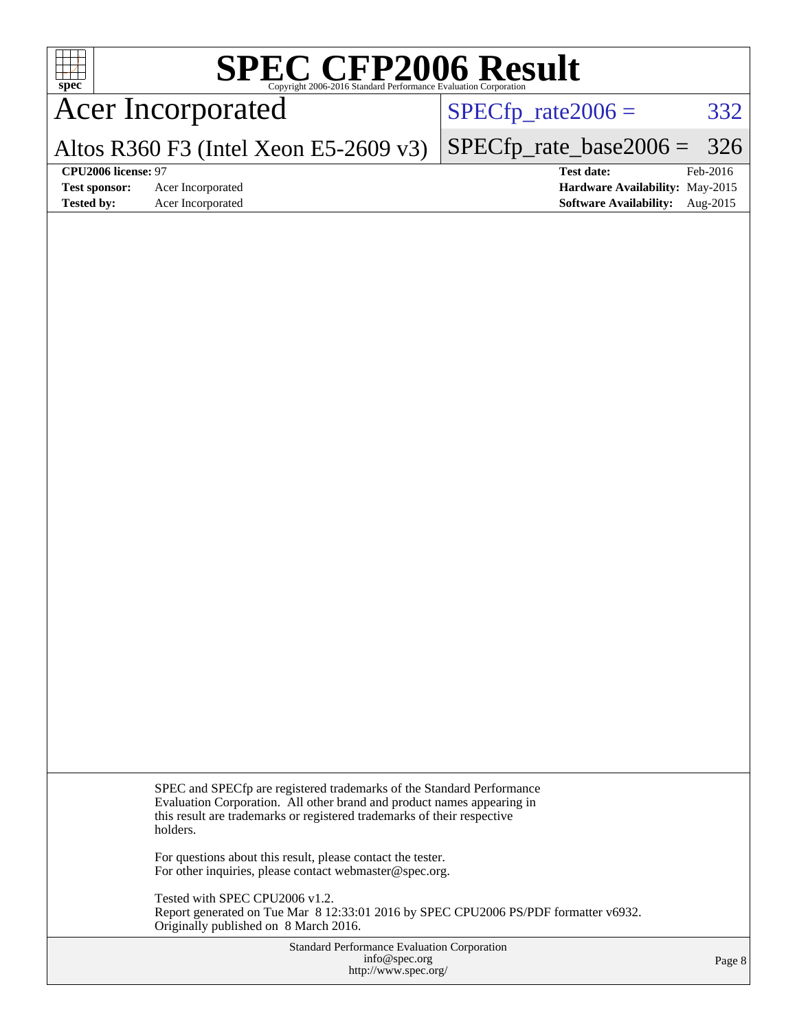SPEC and SPECfp are registered trademarks of the Standard Performance Evaluation Corporation. All other brand and product names appearing in this result are trademarks or registered trademarks of their respective holders.

For questions about this result, please contact the tester.
For other inquiries, please contact webmaster@spec.org.

Tested with SPEC CPU2006 v1.2.
Report generated on Tue Mar 8 12:33:01 2016 by SPEC CPU2006 PS/PDF formatter v6932.
Originally published on 8 March 2016.